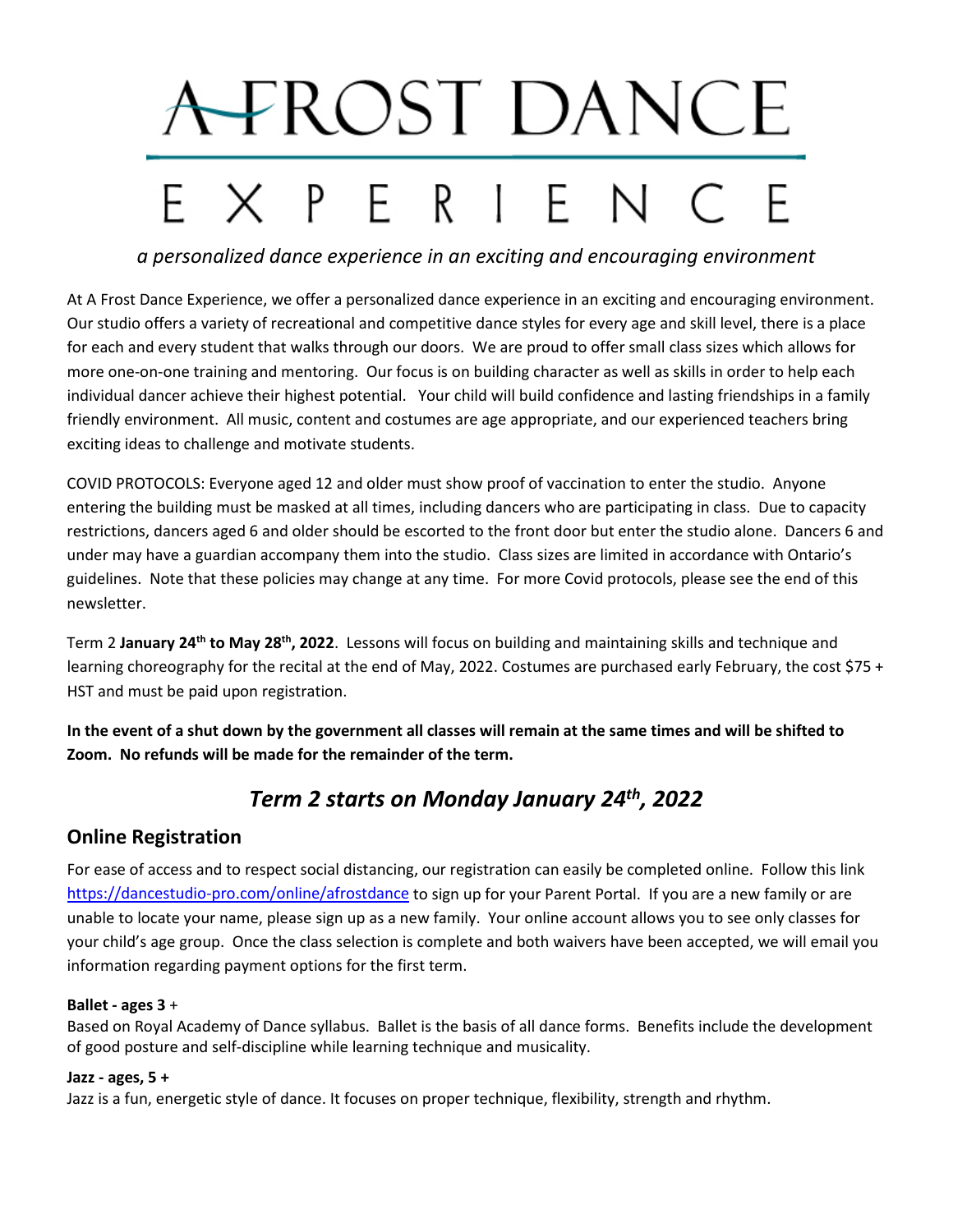# A FROST DANCE EXPERIENCE

*a personalized dance experience in an exciting and encouraging environment*

At A Frost Dance Experience, we offer a personalized dance experience in an exciting and encouraging environment. Our studio offers a variety of recreational and competitive dance styles for every age and skill level, there is a place for each and every student that walks through our doors. We are proud to offer small class sizes which allows for more one-on-one training and mentoring. Our focus is on building character as well as skills in order to help each individual dancer achieve their highest potential. Your child will build confidence and lasting friendships in a family friendly environment. All music, content and costumes are age appropriate, and our experienced teachers bring exciting ideas to challenge and motivate students.

COVID PROTOCOLS: Everyone aged 12 and older must show proof of vaccination to enter the studio. Anyone entering the building must be masked at all times, including dancers who are participating in class. Due to capacity restrictions, dancers aged 6 and older should be escorted to the front door but enter the studio alone. Dancers 6 and under may have a guardian accompany them into the studio. Class sizes are limited in accordance with Ontario's guidelines. Note that these policies may change at any time. For more Covid protocols, please see the end of this newsletter.

Term 2 **January 24th to May 28th, 2022**. Lessons will focus on building and maintaining skills and technique and learning choreography for the recital at the end of May, 2022. Costumes are purchased early February, the cost $75 + HST and must be paid upon registration.

**In the event of a shut down by the government all classes will remain at the same times and will be shifted to Zoom. No refunds will be made for the remainder of the term.**

## *Term 2 starts on Monday January 24th, 2022*

## Online Registration

For ease of access and to respect social distancing, our registration can easily be completed online. Follow this link https://dancestudio-pro.com/online/afrostdance to sign up for your Parent Portal. If you are a new family or are unable to locate your name, please sign up as a new family. Your online account allows you to see only classes for your child's age group. Once the class selection is complete and both waivers have been accepted, we will email you information regarding payment options for the first term.

**Ballet - ages 3** +
Based on Royal Academy of Dance syllabus. Ballet is the basis of all dance forms. Benefits include the development of good posture and self-discipline while learning technique and musicality.

**Jazz - ages, 5 +**
Jazz is a fun, energetic style of dance. It focuses on proper technique, flexibility, strength and rhythm.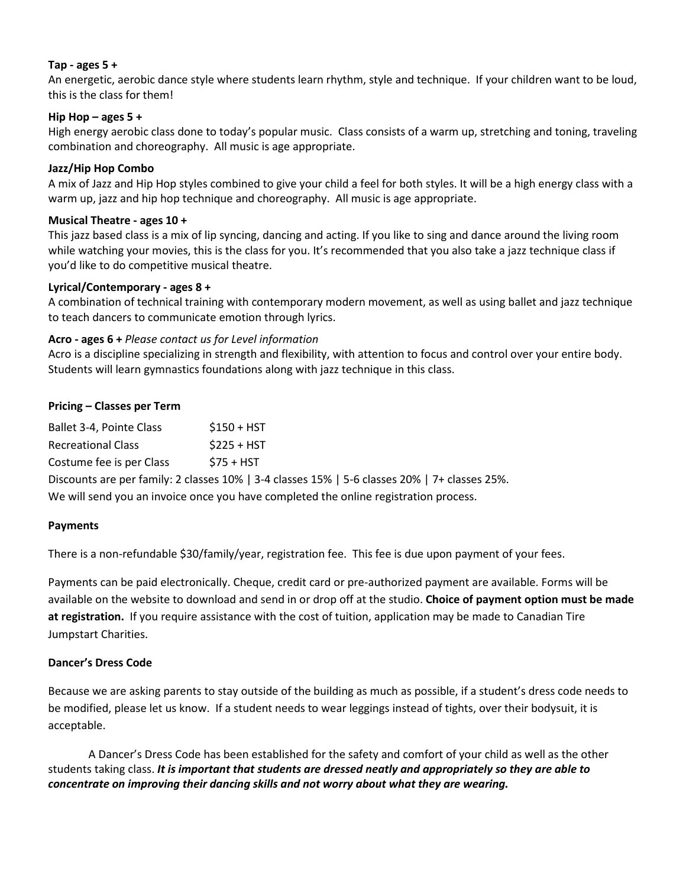**Tap - ages 5 +**

An energetic, aerobic dance style where students learn rhythm, style and technique. If your children want to be loud, this is the class for them!

**Hip Hop – ages 5 +**

High energy aerobic class done to today's popular music. Class consists of a warm up, stretching and toning, traveling combination and choreography. All music is age appropriate.

**Jazz/Hip Hop Combo**

A mix of Jazz and Hip Hop styles combined to give your child a feel for both styles. It will be a high energy class with a warm up, jazz and hip hop technique and choreography. All music is age appropriate.

**Musical Theatre - ages 10 +**

This jazz based class is a mix of lip syncing, dancing and acting. If you like to sing and dance around the living room while watching your movies, this is the class for you. It's recommended that you also take a jazz technique class if you'd like to do competitive musical theatre.

**Lyrical/Contemporary - ages 8 +**

A combination of technical training with contemporary modern movement, as well as using ballet and jazz technique to teach dancers to communicate emotion through lyrics.

**Acro - ages 6 +** *Please contact us for Level information*

Acro is a discipline specializing in strength and flexibility, with attention to focus and control over your entire body. Students will learn gymnastics foundations along with jazz technique in this class.

**Pricing – Classes per Term**

| | |
|---|---|
| Ballet 3-4, Pointe Class | $150 + HST |
| Recreational Class | $225 + HST |
| Costume fee is per Class | $75 + HST |

Discounts are per family: 2 classes 10% | 3-4 classes 15% | 5-6 classes 20% | 7+ classes 25%.

We will send you an invoice once you have completed the online registration process.

**Payments**

There is a non-refundable $30/family/year, registration fee. This fee is due upon payment of your fees.

Payments can be paid electronically. Cheque, credit card or pre-authorized payment are available. Forms will be available on the website to download and send in or drop off at the studio. **Choice of payment option must be made at registration.** If you require assistance with the cost of tuition, application may be made to Canadian Tire Jumpstart Charities.

**Dancer's Dress Code**

Because we are asking parents to stay outside of the building as much as possible, if a student's dress code needs to be modified, please let us know. If a student needs to wear leggings instead of tights, over their bodysuit, it is acceptable.

A Dancer's Dress Code has been established for the safety and comfort of your child as well as the other students taking class. ***It is important that students are dressed neatly and appropriately so they are able to concentrate on improving their dancing skills and not worry about what they are wearing.***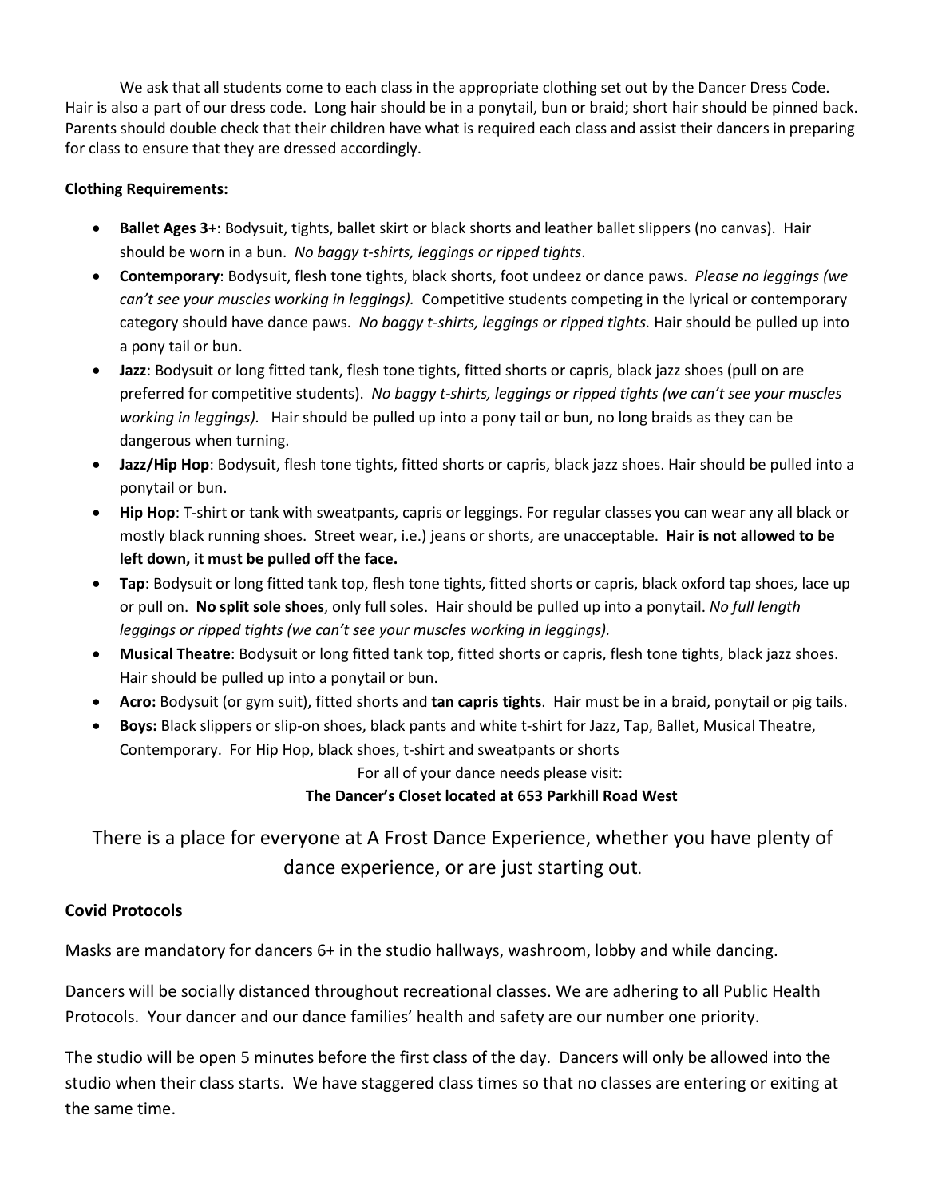We ask that all students come to each class in the appropriate clothing set out by the Dancer Dress Code. Hair is also a part of our dress code. Long hair should be in a ponytail, bun or braid; short hair should be pinned back. Parents should double check that their children have what is required each class and assist their dancers in preparing for class to ensure that they are dressed accordingly.

**Clothing Requirements:**

- **Ballet Ages 3+**: Bodysuit, tights, ballet skirt or black shorts and leather ballet slippers (no canvas). Hair should be worn in a bun. *No baggy t-shirts, leggings or ripped tights*.
- **Contemporary**: Bodysuit, flesh tone tights, black shorts, foot undeez or dance paws. *Please no leggings (we can't see your muscles working in leggings).* Competitive students competing in the lyrical or contemporary category should have dance paws. *No baggy t-shirts, leggings or ripped tights.* Hair should be pulled up into a pony tail or bun.
- **Jazz**: Bodysuit or long fitted tank, flesh tone tights, fitted shorts or capris, black jazz shoes (pull on are preferred for competitive students). *No baggy t-shirts, leggings or ripped tights (we can't see your muscles working in leggings).* Hair should be pulled up into a pony tail or bun, no long braids as they can be dangerous when turning.
- **Jazz/Hip Hop**: Bodysuit, flesh tone tights, fitted shorts or capris, black jazz shoes. Hair should be pulled into a ponytail or bun.
- **Hip Hop**: T-shirt or tank with sweatpants, capris or leggings. For regular classes you can wear any all black or mostly black running shoes. Street wear, i.e.) jeans or shorts, are unacceptable. **Hair is not allowed to be left down, it must be pulled off the face.**
- **Tap**: Bodysuit or long fitted tank top, flesh tone tights, fitted shorts or capris, black oxford tap shoes, lace up or pull on. **No split sole shoes**, only full soles. Hair should be pulled up into a ponytail. *No full length leggings or ripped tights (we can't see your muscles working in leggings).*
- **Musical Theatre**: Bodysuit or long fitted tank top, fitted shorts or capris, flesh tone tights, black jazz shoes. Hair should be pulled up into a ponytail or bun.
- **Acro:** Bodysuit (or gym suit), fitted shorts and **tan capris tights**. Hair must be in a braid, ponytail or pig tails.
- **Boys:** Black slippers or slip-on shoes, black pants and white t-shirt for Jazz, Tap, Ballet, Musical Theatre, Contemporary. For Hip Hop, black shoes, t-shirt and sweatpants or shorts

For all of your dance needs please visit:

**The Dancer's Closet located at 653 Parkhill Road West**

There is a place for everyone at A Frost Dance Experience, whether you have plenty of dance experience, or are just starting out.

**Covid Protocols**

Masks are mandatory for dancers 6+ in the studio hallways, washroom, lobby and while dancing.

Dancers will be socially distanced throughout recreational classes. We are adhering to all Public Health Protocols. Your dancer and our dance families' health and safety are our number one priority.

The studio will be open 5 minutes before the first class of the day. Dancers will only be allowed into the studio when their class starts. We have staggered class times so that no classes are entering or exiting at the same time.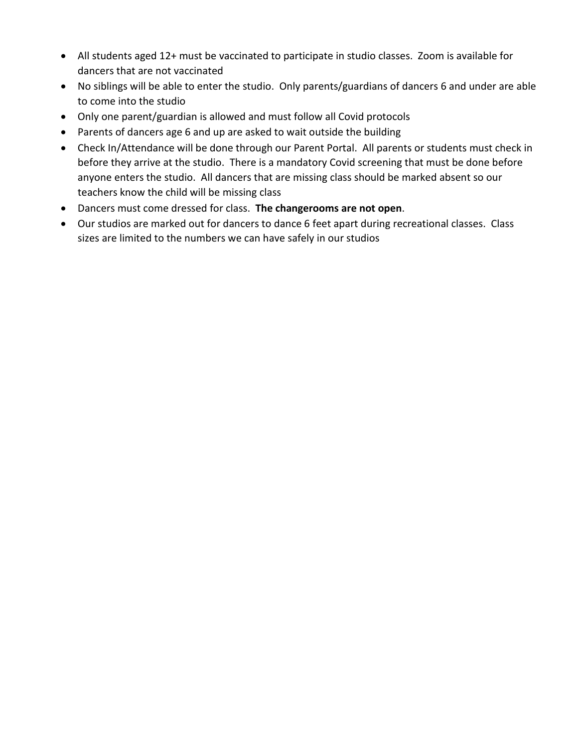- All students aged 12+ must be vaccinated to participate in studio classes. Zoom is available for dancers that are not vaccinated
- No siblings will be able to enter the studio. Only parents/guardians of dancers 6 and under are able to come into the studio
- Only one parent/guardian is allowed and must follow all Covid protocols
- Parents of dancers age 6 and up are asked to wait outside the building
- Check In/Attendance will be done through our Parent Portal. All parents or students must check in before they arrive at the studio. There is a mandatory Covid screening that must be done before anyone enters the studio. All dancers that are missing class should be marked absent so our teachers know the child will be missing class
- Dancers must come dressed for class. **The changerooms are not open**.
- Our studios are marked out for dancers to dance 6 feet apart during recreational classes. Class sizes are limited to the numbers we can have safely in our studios